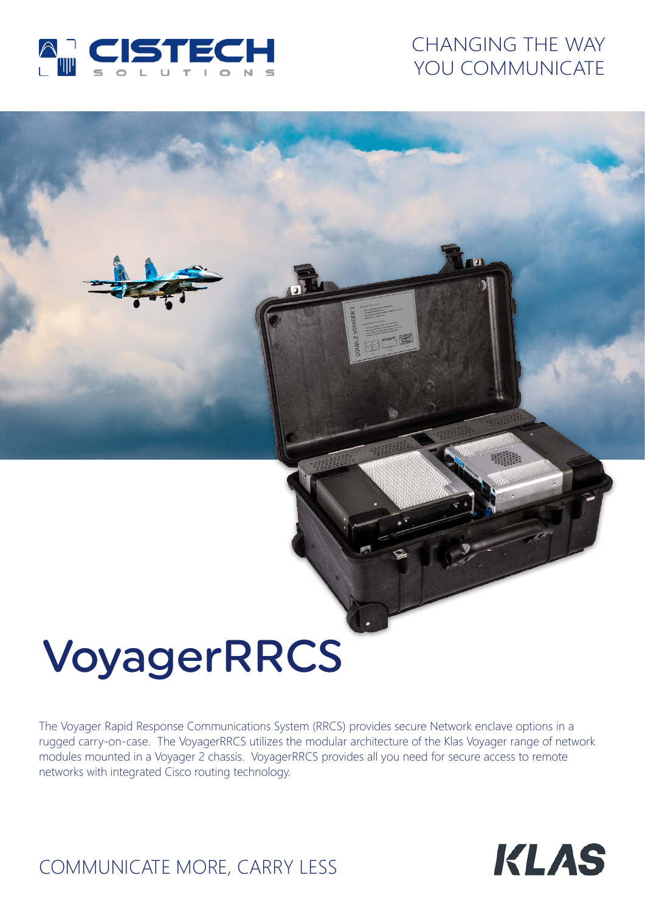CISTECH SOLUTIONS

CHANGING THE WAY YOU COMMUNICATE

# VoyagerRRCS

The Voyager Rapid Response Communications System (RRCS) provides secure Network enclave options in a rugged carry-on-case. The VoyagerRRCS utilizes the modular architecture of the Klas Voyager range of network modules mounted in a Voyager 2 chassis. VoyagerRRCS provides all you need for secure access to remote networks with integrated Cisco routing technology.

COMMUNICATE MORE, CARRY LESS

KLAS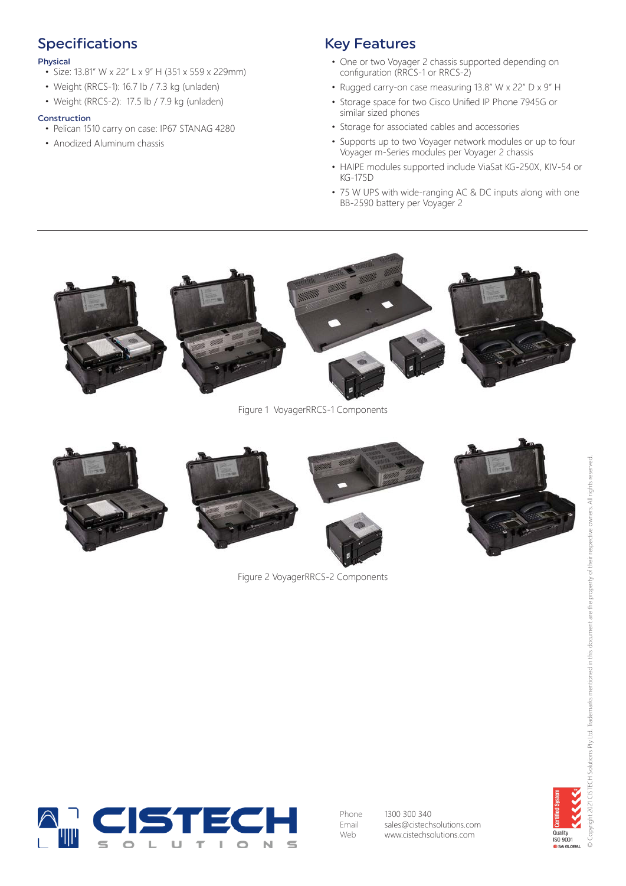## Specifications

### Physical

- Size: 13.81" W x 22" L x 9" H (351 x 559 x 229mm)
- Weight (RRCS-1): 16.7 lb / 7.3 kg (unladen)
- Weight (RRCS-2): 17.5 lb / 7.9 kg (unladen)

### Construction

- Pelican 1510 carry on case: IP67 STANAG 4280
- Anodized Aluminum chassis

## Key Features

- One or two Voyager 2 chassis supported depending on configuration (RRCS-1 or RRCS-2)
- Rugged carry-on case measuring 13.8" W x 22" D x 9" H
- Storage space for two Cisco Unified IP Phone 7945G or similar sized phones
- Storage for associated cables and accessories
- Supports up to two Voyager network modules or up to four Voyager m-Series modules per Voyager 2 chassis
- HAIPE modules supported include ViaSat KG-250X, KIV-54 or KG-175D
- 75 W UPS with wide-ranging AC & DC inputs along with one BB-2590 battery per Voyager 2

Figure 1 VoyagerRRCS-1 Components

Figure 2 VoyagerRRCS-2 Components

CISTECH SOLUTIONS

Phone 1300 300 340
Email sales@cistechsolutions.com
Web www.cistechsolutions.com

Certified System Quality ISO 9001 SAI GLOBAL

© Copyright 2021 CISTECH Solutions Pty Ltd. Trademarks mentioned in this document are the property of their respective owners. All rights reserved.